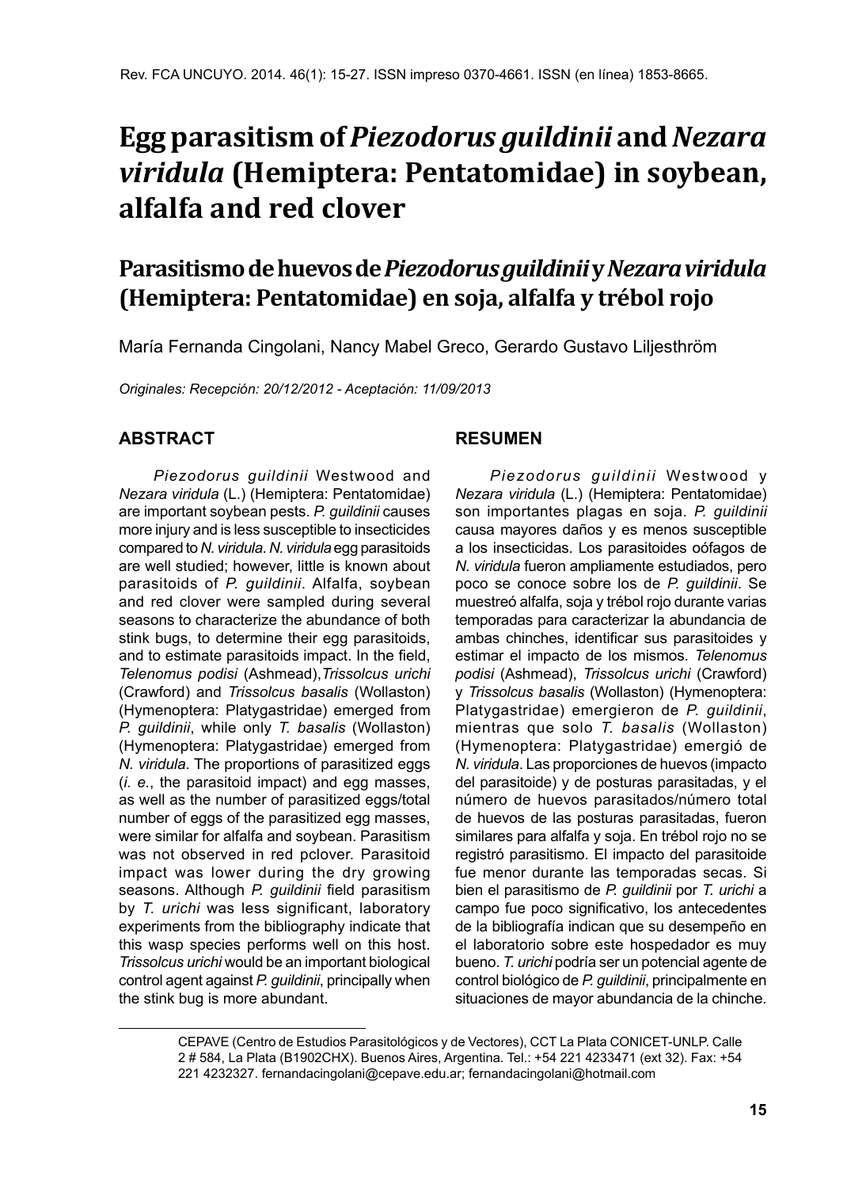# Egg parasitism of *Piezodorus guildinii* and *Nezara viridula* (Hemiptera: Pentatomidae) in soybean, alfalfa and red clover

## Parasitismo de huevos de *Piezodorus guildinii* y *Nezara viridula* (Hemiptera: Pentatomidae) en soja, alfalfa y trébol rojo

María Fernanda Cingolani, Nancy Mabel Greco, Gerardo Gustavo Liljesthröm

*Originales: Recepción: 20/12/2012 - Aceptación: 11/09/2013*

### ABSTRACT

*Piezodorus guildinii* Westwood and *Nezara viridula* (L.) (Hemiptera: Pentatomidae) are important soybean pests. *P. guildinii* causes more injury and is less susceptible to insecticides compared to *N. viridula*. *N. viridula* egg parasitoids are well studied; however, little is known about parasitoids of *P. guildinii*. Alfalfa, soybean and red clover were sampled during several seasons to characterize the abundance of both stink bugs, to determine their egg parasitoids, and to estimate parasitoids impact. In the field, *Telenomus podisi* (Ashmead), *Trissolcus urichi* (Crawford) and *Trissolcus basalis* (Wollaston) (Hymenoptera: Platygastridae) emerged from *P. guildinii*, while only *T. basalis* (Wollaston) (Hymenoptera: Platygastridae) emerged from *N. viridula*. The proportions of parasitized eggs (*i. e.*, the parasitoid impact) and egg masses, as well as the number of parasitized eggs/total number of eggs of the parasitized egg masses, were similar for alfalfa and soybean. Parasitism was not observed in red pclover. Parasitoid impact was lower during the dry growing seasons. Although *P. guildinii* field parasitism by *T. urichi* was less significant, laboratory experiments from the bibliography indicate that this wasp species performs well on this host. *Trissolcus urichi* would be an important biological control agent against *P. guildinii*, principally when the stink bug is more abundant.

### RESUMEN

*Piezodorus guildinii* Westwood y *Nezara viridula* (L.) (Hemiptera: Pentatomidae) son importantes plagas en soja. *P. guildinii* causa mayores daños y es menos susceptible a los insecticidas. Los parasitoides oófagos de *N. viridula* fueron ampliamente estudiados, pero poco se conoce sobre los de *P. guildinii*. Se muestreó alfalfa, soja y trébol rojo durante varias temporadas para caracterizar la abundancia de ambas chinches, identificar sus parasitoides y estimar el impacto de los mismos. *Telenomus podisi* (Ashmead), *Trissolcus urichi* (Crawford) y *Trissolcus basalis* (Wollaston) (Hymenoptera: Platygastridae) emergieron de *P. guildinii*, mientras que solo *T. basalis* (Wollaston) (Hymenoptera: Platygastridae) emergió de *N. viridula*. Las proporciones de huevos (impacto del parasitoide) y de posturas parasitadas, y el número de huevos parasitados/número total de huevos de las posturas parasitadas, fueron similares para alfalfa y soja. En trébol rojo no se registró parasitismo. El impacto del parasitoide fue menor durante las temporadas secas. Si bien el parasitismo de *P. guildinii* por *T. urichi* a campo fue poco significativo, los antecedentes de la bibliografía indican que su desempeño en el laboratorio sobre este hospedador es muy bueno. *T. urichi* podría ser un potencial agente de control biológico de *P. guildinii*, principalmente en situaciones de mayor abundancia de la chinche.

---

CEPAVE (Centro de Estudios Parasitológicos y de Vectores), CCT La Plata CONICET-UNLP. Calle 2 # 584, La Plata (B1902CHX). Buenos Aires, Argentina. Tel.: +54 221 4233471 (ext 32). Fax: +54 221 4232327. fernandacingolani@cepave.edu.ar; fernandacingolani@hotmail.com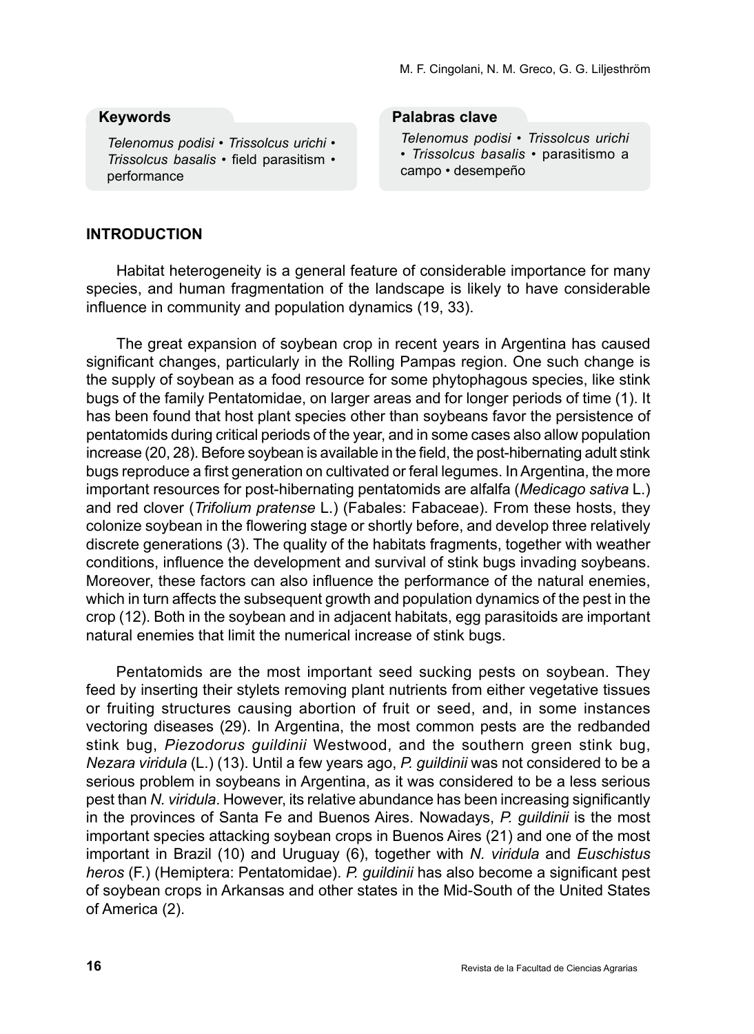**Keywords**

*Telenomus podisi* • *Trissolcus urichi* • *Trissolcus basalis* • field parasitism • performance

**Palabras clave**

*Telenomus podisi* • *Trissolcus urichi* • *Trissolcus basalis* • parasitismo a campo • desempeño

## INTRODUCTION

Habitat heterogeneity is a general feature of considerable importance for many species, and human fragmentation of the landscape is likely to have considerable influence in community and population dynamics (19, 33).

The great expansion of soybean crop in recent years in Argentina has caused significant changes, particularly in the Rolling Pampas region. One such change is the supply of soybean as a food resource for some phytophagous species, like stink bugs of the family Pentatomidae, on larger areas and for longer periods of time (1). It has been found that host plant species other than soybeans favor the persistence of pentatomids during critical periods of the year, and in some cases also allow population increase (20, 28). Before soybean is available in the field, the post-hibernating adult stink bugs reproduce a first generation on cultivated or feral legumes. In Argentina, the more important resources for post-hibernating pentatomids are alfalfa (*Medicago sativa* L.) and red clover (*Trifolium pratense* L.) (Fabales: Fabaceae). From these hosts, they colonize soybean in the flowering stage or shortly before, and develop three relatively discrete generations (3). The quality of the habitats fragments, together with weather conditions, influence the development and survival of stink bugs invading soybeans. Moreover, these factors can also influence the performance of the natural enemies, which in turn affects the subsequent growth and population dynamics of the pest in the crop (12). Both in the soybean and in adjacent habitats, egg parasitoids are important natural enemies that limit the numerical increase of stink bugs.

Pentatomids are the most important seed sucking pests on soybean. They feed by inserting their stylets removing plant nutrients from either vegetative tissues or fruiting structures causing abortion of fruit or seed, and, in some instances vectoring diseases (29). In Argentina, the most common pests are the redbanded stink bug, *Piezodorus guildinii* Westwood, and the southern green stink bug, *Nezara viridula* (L.) (13). Until a few years ago, *P. guildinii* was not considered to be a serious problem in soybeans in Argentina, as it was considered to be a less serious pest than *N. viridula*. However, its relative abundance has been increasing significantly in the provinces of Santa Fe and Buenos Aires. Nowadays, *P. guildinii* is the most important species attacking soybean crops in Buenos Aires (21) and one of the most important in Brazil (10) and Uruguay (6), together with *N. viridula* and *Euschistus heros* (F.) (Hemiptera: Pentatomidae). *P. guildinii* has also become a significant pest of soybean crops in Arkansas and other states in the Mid-South of the United States of America (2).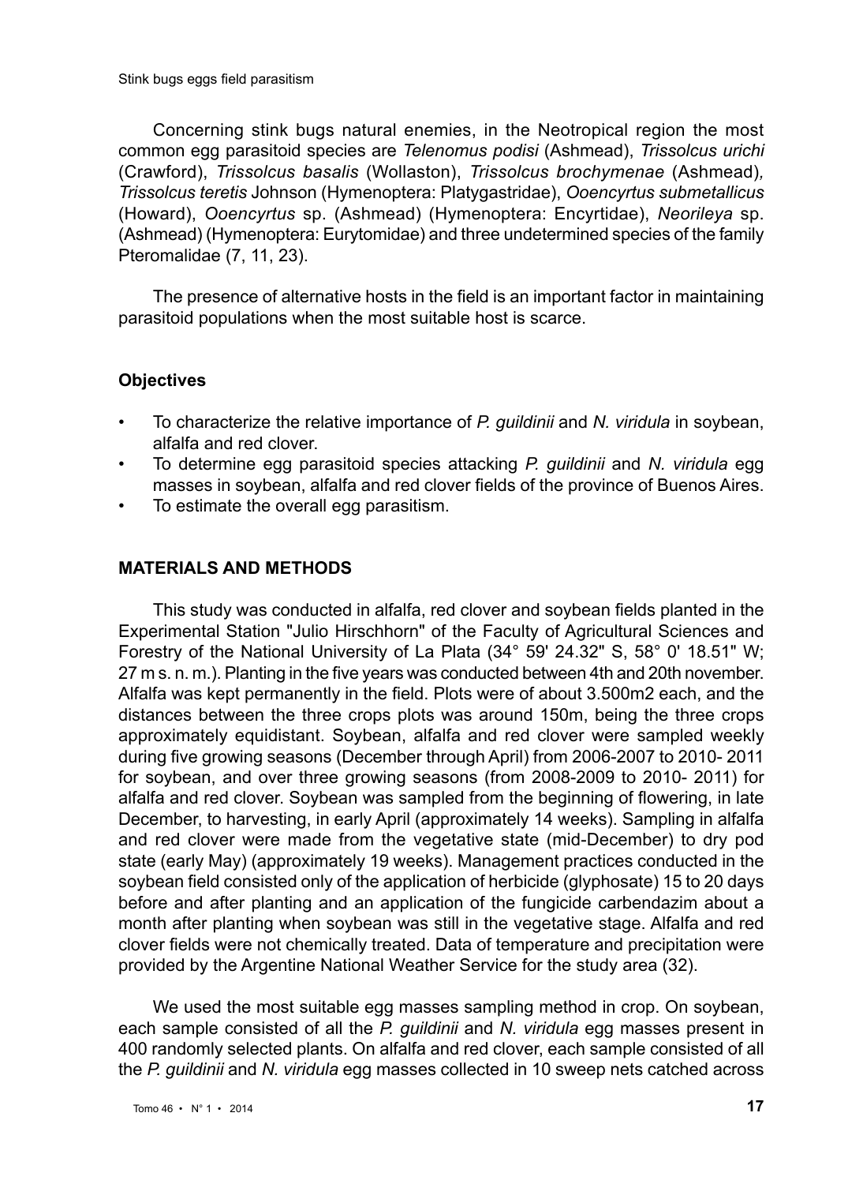Concerning stink bugs natural enemies, in the Neotropical region the most common egg parasitoid species are *Telenomus podisi* (Ashmead), *Trissolcus urichi* (Crawford), *Trissolcus basalis* (Wollaston), *Trissolcus brochymenae* (Ashmead), *Trissolcus teretis* Johnson (Hymenoptera: Platygastridae), *Ooencyrtus submetallicus* (Howard), *Ooencyrtus* sp. (Ashmead) (Hymenoptera: Encyrtidae), *Neorileya* sp. (Ashmead) (Hymenoptera: Eurytomidae) and three undetermined species of the family Pteromalidae (7, 11, 23).

The presence of alternative hosts in the field is an important factor in maintaining parasitoid populations when the most suitable host is scarce.

### Objectives

- To characterize the relative importance of *P. guildinii* and *N. viridula* in soybean, alfalfa and red clover.
- To determine egg parasitoid species attacking *P. guildinii* and *N. viridula* egg masses in soybean, alfalfa and red clover fields of the province of Buenos Aires.
- To estimate the overall egg parasitism.

## MATERIALS AND METHODS

This study was conducted in alfalfa, red clover and soybean fields planted in the Experimental Station "Julio Hirschhorn" of the Faculty of Agricultural Sciences and Forestry of the National University of La Plata (34° 59' 24.32" S, 58° 0' 18.51" W; 27 m s. n. m.). Planting in the five years was conducted between 4th and 20th november. Alfalfa was kept permanently in the field. Plots were of about 3.500m2 each, and the distances between the three crops plots was around 150m, being the three crops approximately equidistant. Soybean, alfalfa and red clover were sampled weekly during five growing seasons (December through April) from 2006-2007 to 2010- 2011 for soybean, and over three growing seasons (from 2008-2009 to 2010- 2011) for alfalfa and red clover. Soybean was sampled from the beginning of flowering, in late December, to harvesting, in early April (approximately 14 weeks). Sampling in alfalfa and red clover were made from the vegetative state (mid-December) to dry pod state (early May) (approximately 19 weeks). Management practices conducted in the soybean field consisted only of the application of herbicide (glyphosate) 15 to 20 days before and after planting and an application of the fungicide carbendazim about a month after planting when soybean was still in the vegetative stage. Alfalfa and red clover fields were not chemically treated. Data of temperature and precipitation were provided by the Argentine National Weather Service for the study area (32).

We used the most suitable egg masses sampling method in crop. On soybean, each sample consisted of all the *P. guildinii* and *N. viridula* egg masses present in 400 randomly selected plants. On alfalfa and red clover, each sample consisted of all the *P. guildinii* and *N. viridula* egg masses collected in 10 sweep nets catched across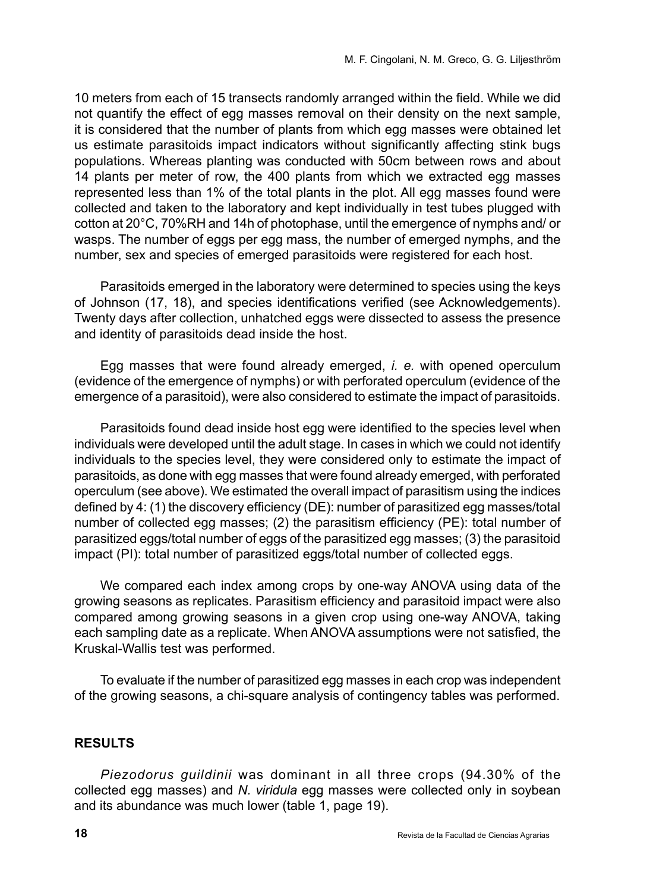10 meters from each of 15 transects randomly arranged within the field. While we did not quantify the effect of egg masses removal on their density on the next sample, it is considered that the number of plants from which egg masses were obtained let us estimate parasitoids impact indicators without significantly affecting stink bugs populations. Whereas planting was conducted with 50cm between rows and about 14 plants per meter of row, the 400 plants from which we extracted egg masses represented less than 1% of the total plants in the plot. All egg masses found were collected and taken to the laboratory and kept individually in test tubes plugged with cotton at 20°C, 70%RH and 14h of photophase, until the emergence of nymphs and/ or wasps. The number of eggs per egg mass, the number of emerged nymphs, and the number, sex and species of emerged parasitoids were registered for each host.

Parasitoids emerged in the laboratory were determined to species using the keys of Johnson (17, 18), and species identifications verified (see Acknowledgements). Twenty days after collection, unhatched eggs were dissected to assess the presence and identity of parasitoids dead inside the host.

Egg masses that were found already emerged, *i. e.* with opened operculum (evidence of the emergence of nymphs) or with perforated operculum (evidence of the emergence of a parasitoid), were also considered to estimate the impact of parasitoids.

Parasitoids found dead inside host egg were identified to the species level when individuals were developed until the adult stage. In cases in which we could not identify individuals to the species level, they were considered only to estimate the impact of parasitoids, as done with egg masses that were found already emerged, with perforated operculum (see above). We estimated the overall impact of parasitism using the indices defined by 4: (1) the discovery efficiency (DE): number of parasitized egg masses/total number of collected egg masses; (2) the parasitism efficiency (PE): total number of parasitized eggs/total number of eggs of the parasitized egg masses; (3) the parasitoid impact (PI): total number of parasitized eggs/total number of collected eggs.

We compared each index among crops by one-way ANOVA using data of the growing seasons as replicates. Parasitism efficiency and parasitoid impact were also compared among growing seasons in a given crop using one-way ANOVA, taking each sampling date as a replicate. When ANOVA assumptions were not satisfied, the Kruskal-Wallis test was performed.

To evaluate if the number of parasitized egg masses in each crop was independent of the growing seasons, a chi-square analysis of contingency tables was performed.

## RESULTS

*Piezodorus guildinii* was dominant in all three crops (94.30% of the collected egg masses) and *N. viridula* egg masses were collected only in soybean and its abundance was much lower (table 1, page 19).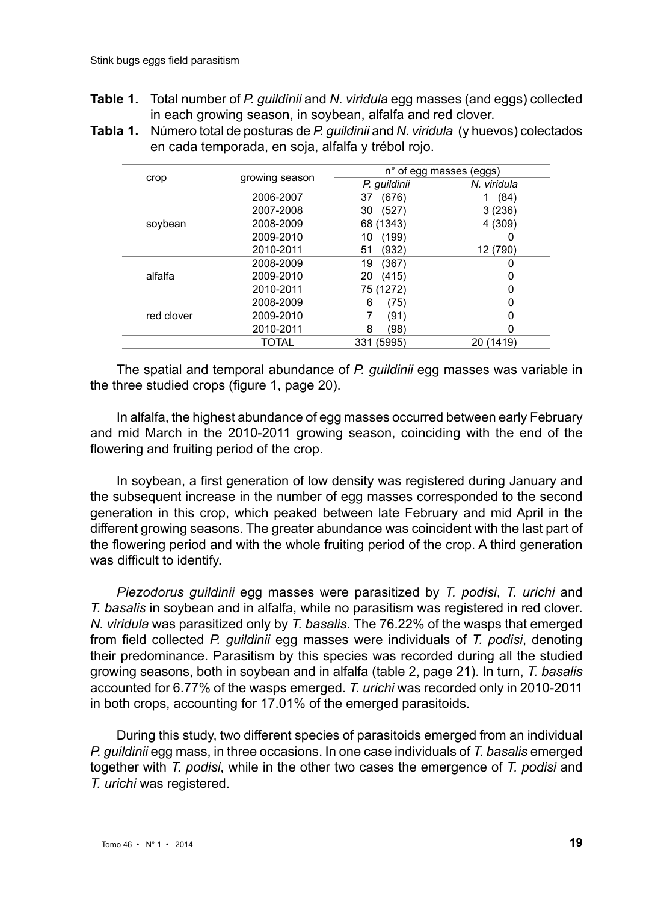**Table 1.** Total number of *P. guildinii* and *N. viridula* egg masses (and eggs) collected in each growing season, in soybean, alfalfa and red clover.

**Tabla 1.** Número total de posturas de *P. guildinii* and *N. viridula* (y huevos) colectados en cada temporada, en soja, alfalfa y trébol rojo.

| crop | growing season | n° of egg masses (eggs) | |
|---|---|---|---|
| | | *P. guildinii* | *N. viridula* |
| soybean | 2006-2007 | 37 (676) | 1 (84) |
| | 2007-2008 | 30 (527) | 3 (236) |
| | 2008-2009 | 68 (1343) | 4 (309) |
| | 2009-2010 | 10 (199) | 0 |
| | 2010-2011 | 51 (932) | 12 (790) |
| alfalfa | 2008-2009 | 19 (367) | 0 |
| | 2009-2010 | 20 (415) | 0 |
| | 2010-2011 | 75 (1272) | 0 |
| red clover | 2008-2009 | 6 (75) | 0 |
| | 2009-2010 | 7 (91) | 0 |
| | 2010-2011 | 8 (98) | 0 |
| | TOTAL | 331 (5995) | 20 (1419) |

The spatial and temporal abundance of *P. guildinii* egg masses was variable in the three studied crops (figure 1, page 20).

In alfalfa, the highest abundance of egg masses occurred between early February and mid March in the 2010-2011 growing season, coinciding with the end of the flowering and fruiting period of the crop.

In soybean, a first generation of low density was registered during January and the subsequent increase in the number of egg masses corresponded to the second generation in this crop, which peaked between late February and mid April in the different growing seasons. The greater abundance was coincident with the last part of the flowering period and with the whole fruiting period of the crop. A third generation was difficult to identify.

*Piezodorus guildinii* egg masses were parasitized by *T. podisi*, *T. urichi* and *T. basalis* in soybean and in alfalfa, while no parasitism was registered in red clover. *N. viridula* was parasitized only by *T. basalis*. The 76.22% of the wasps that emerged from field collected *P. guildinii* egg masses were individuals of *T. podisi*, denoting their predominance. Parasitism by this species was recorded during all the studied growing seasons, both in soybean and in alfalfa (table 2, page 21). In turn, *T. basalis* accounted for 6.77% of the wasps emerged. *T. urichi* was recorded only in 2010-2011 in both crops, accounting for 17.01% of the emerged parasitoids.

During this study, two different species of parasitoids emerged from an individual *P. guildinii* egg mass, in three occasions. In one case individuals of *T. basalis* emerged together with *T. podisi*, while in the other two cases the emergence of *T. podisi* and *T. urichi* was registered.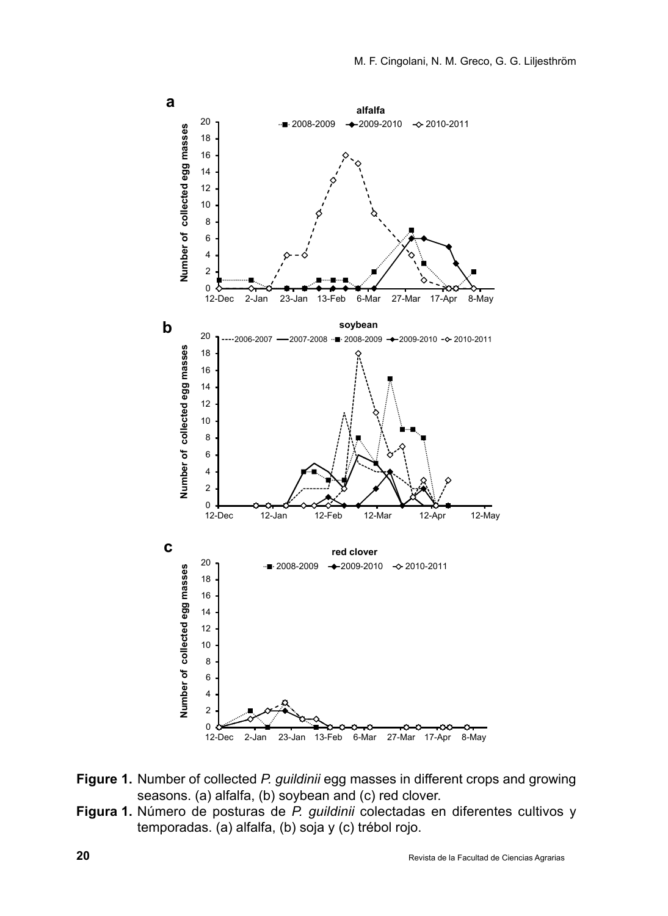**Figure 1.** Number of collected *P. guildinii* egg masses in different crops and growing seasons. (a) alfalfa, (b) soybean and (c) red clover.

**Figura 1.** Número de posturas de *P. guildinii* colectadas en diferentes cultivos y temporadas. (a) alfalfa, (b) soja y (c) trébol rojo.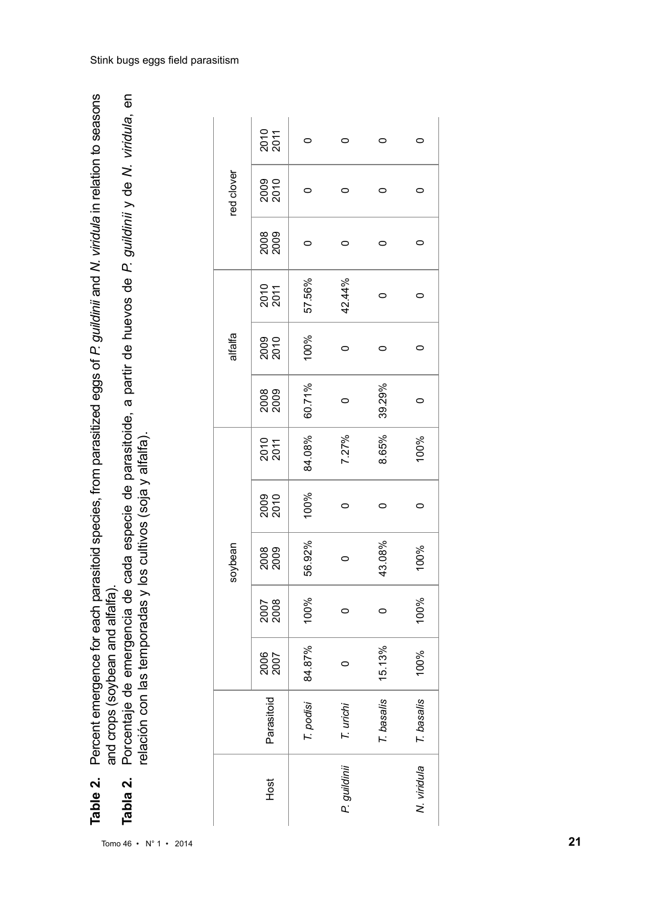**Table 2.** Percent emergence for each parasitoid species, from parasitized eggs of *P. guildinii* and *N. viridula* in relation to seasons and crops (soybean and alfalfa).

**Tabla 2.** Porcentaje de emergencia de cada especie de parasitoide, a partir de huevos de *P. guildinii* y de *N. viridula*, en relación con las temporadas y los cultivos (soja y alfalfa).

| Host | Parasitoid | soybean | | | | | alfalfa | | | red clover | | |
|---|---|---|---|---|---|---|---|---|---|---|---|---|
| | | 2006 2007 | 2007 2008 | 2008 2009 | 2009 2010 | 2010 2011 | 2008 2009 | 2009 2010 | 2010 2011 | 2008 2009 | 2009 2010 | 2010 2011 |
| *P. guildinii* | *T. podisi* | 84.87% | 100% | 56.92% | 100% | 84.08% | 60.71% | 100% | 57.56% | 0 | 0 | 0 |
| | *T. urichi* | 0 | 0 | 0 | 0 | 7.27% | 0 | 0 | 42.44% | 0 | 0 | 0 |
| | *T. basalis* | 15.13% | 0 | 43.08% | 0 | 8.65% | 39.29% | 0 | 0 | 0 | 0 | 0 |
| *N. viridula* | *T. basalis* | 100% | 100% | 100% | 0 | 100% | 0 | 0 | 0 | 0 | 0 | 0 |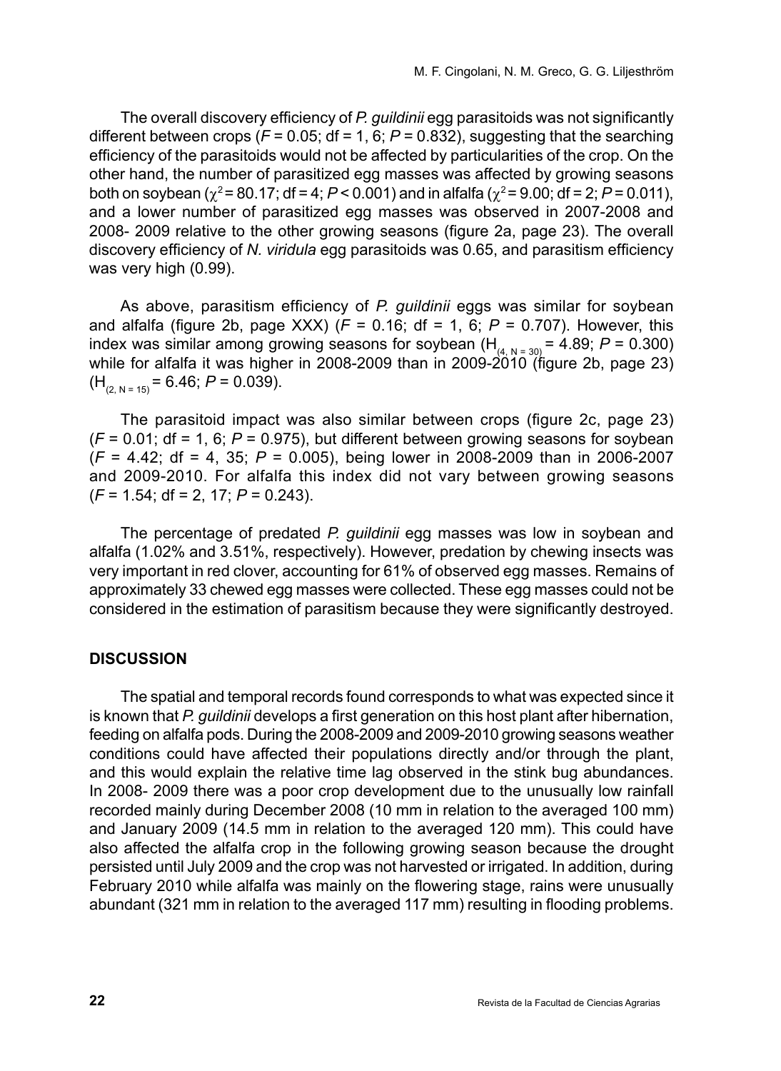The overall discovery efficiency of *P. guildinii* egg parasitoids was not significantly different between crops ($F = 0.05$; df = 1, 6; $P = 0.832$), suggesting that the searching efficiency of the parasitoids would not be affected by particularities of the crop. On the other hand, the number of parasitized egg masses was affected by growing seasons both on soybean ($\chi^2 = 80.17$; df = 4; $P < 0.001$) and in alfalfa ($\chi^2 = 9.00$; df = 2; $P = 0.011$), and a lower number of parasitized egg masses was observed in 2007-2008 and 2008- 2009 relative to the other growing seasons (figure 2a, page 23). The overall discovery efficiency of *N. viridula* egg parasitoids was 0.65, and parasitism efficiency was very high (0.99).

As above, parasitism efficiency of *P. guildinii* eggs was similar for soybean and alfalfa (figure 2b, page XXX) ($F = 0.16$; df = 1, 6; $P = 0.707$). However, this index was similar among growing seasons for soybean ($H_{(4,\ N = 30)} = 4.89$; $P = 0.300$) while for alfalfa it was higher in 2008-2009 than in 2009-2010 (figure 2b, page 23) ($H_{(2,\ N = 15)} = 6.46$; $P = 0.039$).

The parasitoid impact was also similar between crops (figure 2c, page 23) ($F = 0.01$; df = 1, 6; $P = 0.975$), but different between growing seasons for soybean ($F = 4.42$; df = 4, 35; $P = 0.005$), being lower in 2008-2009 than in 2006-2007 and 2009-2010. For alfalfa this index did not vary between growing seasons ($F = 1.54$; df = 2, 17; $P = 0.243$).

The percentage of predated *P. guildinii* egg masses was low in soybean and alfalfa (1.02% and 3.51%, respectively). However, predation by chewing insects was very important in red clover, accounting for 61% of observed egg masses. Remains of approximately 33 chewed egg masses were collected. These egg masses could not be considered in the estimation of parasitism because they were significantly destroyed.

## DISCUSSION

The spatial and temporal records found corresponds to what was expected since it is known that *P. guildinii* develops a first generation on this host plant after hibernation, feeding on alfalfa pods. During the 2008-2009 and 2009-2010 growing seasons weather conditions could have affected their populations directly and/or through the plant, and this would explain the relative time lag observed in the stink bug abundances. In 2008- 2009 there was a poor crop development due to the unusually low rainfall recorded mainly during December 2008 (10 mm in relation to the averaged 100 mm) and January 2009 (14.5 mm in relation to the averaged 120 mm). This could have also affected the alfalfa crop in the following growing season because the drought persisted until July 2009 and the crop was not harvested or irrigated. In addition, during February 2010 while alfalfa was mainly on the flowering stage, rains were unusually abundant (321 mm in relation to the averaged 117 mm) resulting in flooding problems.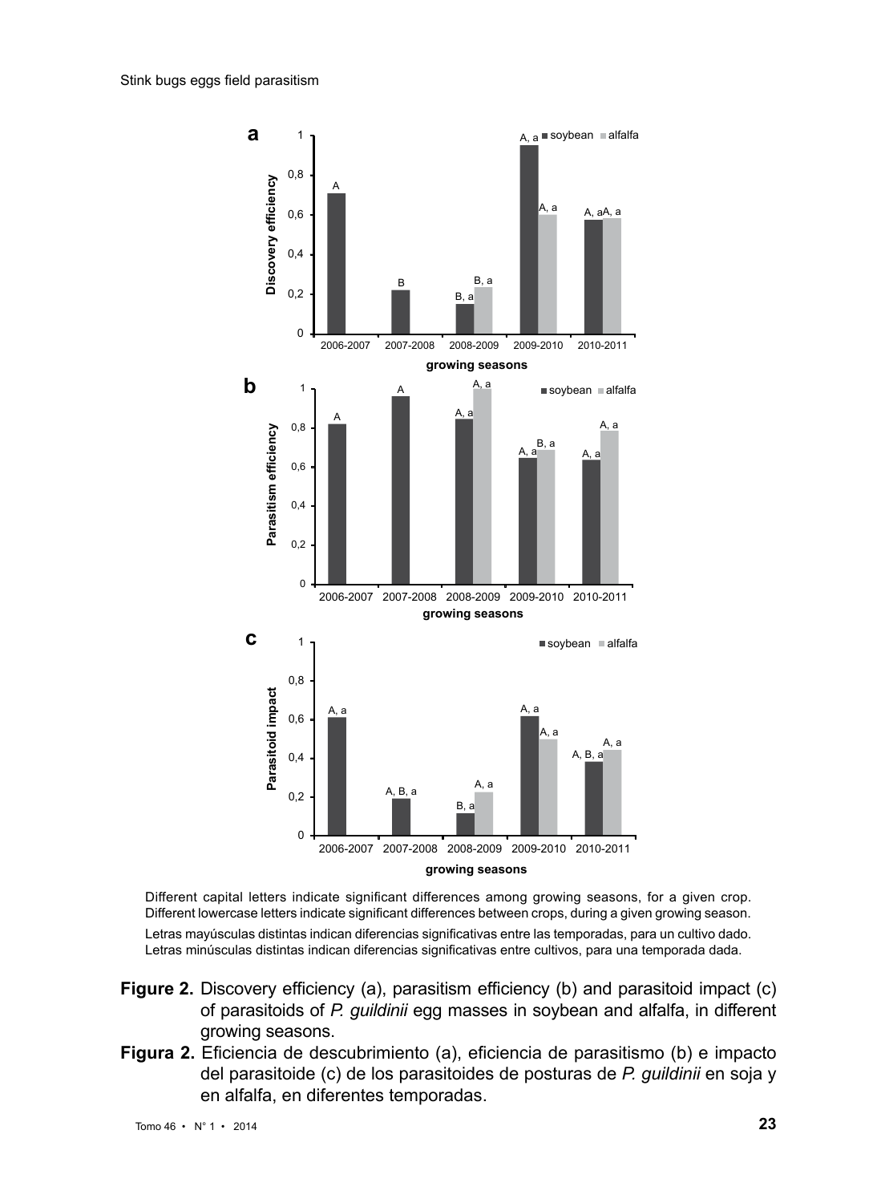Different capital letters indicate significant differences among growing seasons, for a given crop. Different lowercase letters indicate significant differences between crops, during a given growing season.

Letras mayúsculas distintas indican diferencias significativas entre las temporadas, para un cultivo dado. Letras minúsculas distintas indican diferencias significativas entre cultivos, para una temporada dada.

**Figure 2.** Discovery efficiency (a), parasitism efficiency (b) and parasitoid impact (c) of parasitoids of *P. guildinii* egg masses in soybean and alfalfa, in different growing seasons.

**Figura 2.** Eficiencia de descubrimiento (a), eficiencia de parasitismo (b) e impacto del parasitoide (c) de los parasitoides de posturas de *P. guildinii* en soja y en alfalfa, en diferentes temporadas.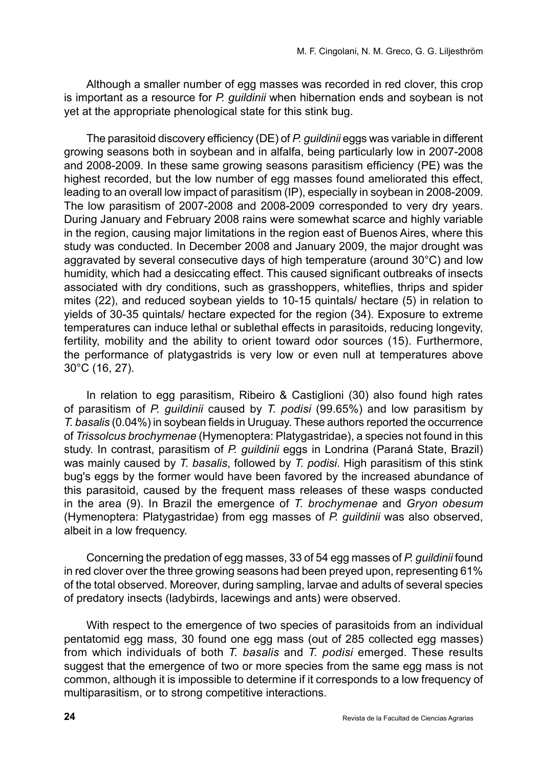Although a smaller number of egg masses was recorded in red clover, this crop is important as a resource for *P. guildinii* when hibernation ends and soybean is not yet at the appropriate phenological state for this stink bug.

The parasitoid discovery efficiency (DE) of *P. guildinii* eggs was variable in different growing seasons both in soybean and in alfalfa, being particularly low in 2007-2008 and 2008-2009. In these same growing seasons parasitism efficiency (PE) was the highest recorded, but the low number of egg masses found ameliorated this effect, leading to an overall low impact of parasitism (IP), especially in soybean in 2008-2009. The low parasitism of 2007-2008 and 2008-2009 corresponded to very dry years. During January and February 2008 rains were somewhat scarce and highly variable in the region, causing major limitations in the region east of Buenos Aires, where this study was conducted. In December 2008 and January 2009, the major drought was aggravated by several consecutive days of high temperature (around 30°C) and low humidity, which had a desiccating effect. This caused significant outbreaks of insects associated with dry conditions, such as grasshoppers, whiteflies, thrips and spider mites (22), and reduced soybean yields to 10-15 quintals/ hectare (5) in relation to yields of 30-35 quintals/ hectare expected for the region (34). Exposure to extreme temperatures can induce lethal or sublethal effects in parasitoids, reducing longevity, fertility, mobility and the ability to orient toward odor sources (15). Furthermore, the performance of platygastrids is very low or even null at temperatures above 30°C (16, 27).

In relation to egg parasitism, Ribeiro & Castiglioni (30) also found high rates of parasitism of *P. guildinii* caused by *T. podisi* (99.65%) and low parasitism by *T. basalis* (0.04%) in soybean fields in Uruguay. These authors reported the occurrence of *Trissolcus brochymenae* (Hymenoptera: Platygastridae), a species not found in this study. In contrast, parasitism of *P. guildinii* eggs in Londrina (Paraná State, Brazil) was mainly caused by *T. basalis*, followed by *T. podisi*. High parasitism of this stink bug's eggs by the former would have been favored by the increased abundance of this parasitoid, caused by the frequent mass releases of these wasps conducted in the area (9). In Brazil the emergence of *T. brochymenae* and *Gryon obesum* (Hymenoptera: Platygastridae) from egg masses of *P. guildinii* was also observed, albeit in a low frequency.

Concerning the predation of egg masses, 33 of 54 egg masses of *P. guildinii* found in red clover over the three growing seasons had been preyed upon, representing 61% of the total observed. Moreover, during sampling, larvae and adults of several species of predatory insects (ladybirds, lacewings and ants) were observed.

With respect to the emergence of two species of parasitoids from an individual pentatomid egg mass, 30 found one egg mass (out of 285 collected egg masses) from which individuals of both *T. basalis* and *T. podisi* emerged. These results suggest that the emergence of two or more species from the same egg mass is not common, although it is impossible to determine if it corresponds to a low frequency of multiparasitism, or to strong competitive interactions.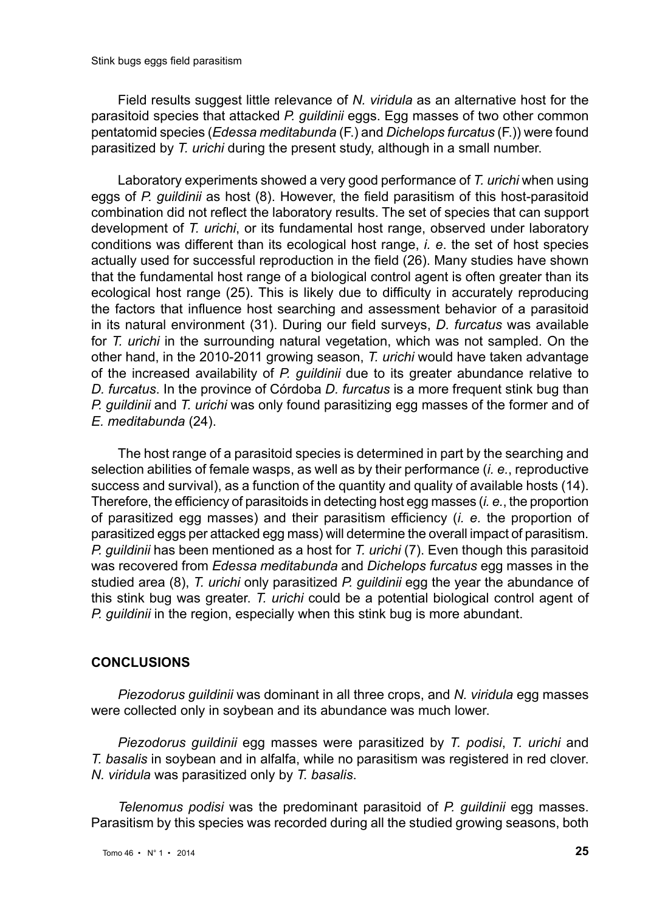Field results suggest little relevance of *N. viridula* as an alternative host for the parasitoid species that attacked *P. guildinii* eggs. Egg masses of two other common pentatomid species (*Edessa meditabunda* (F.) and *Dichelops furcatus* (F.)) were found parasitized by *T. urichi* during the present study, although in a small number.

Laboratory experiments showed a very good performance of *T. urichi* when using eggs of *P. guildinii* as host (8). However, the field parasitism of this host-parasitoid combination did not reflect the laboratory results. The set of species that can support development of *T. urichi*, or its fundamental host range, observed under laboratory conditions was different than its ecological host range, *i. e*. the set of host species actually used for successful reproduction in the field (26). Many studies have shown that the fundamental host range of a biological control agent is often greater than its ecological host range (25). This is likely due to difficulty in accurately reproducing the factors that influence host searching and assessment behavior of a parasitoid in its natural environment (31). During our field surveys, *D. furcatus* was available for *T. urichi* in the surrounding natural vegetation, which was not sampled. On the other hand, in the 2010-2011 growing season, *T. urichi* would have taken advantage of the increased availability of *P. guildinii* due to its greater abundance relative to *D. furcatus*. In the province of Córdoba *D. furcatus* is a more frequent stink bug than *P. guildinii* and *T. urichi* was only found parasitizing egg masses of the former and of *E. meditabunda* (24).

The host range of a parasitoid species is determined in part by the searching and selection abilities of female wasps, as well as by their performance (*i. e.*, reproductive success and survival), as a function of the quantity and quality of available hosts (14). Therefore, the efficiency of parasitoids in detecting host egg masses (*i. e.*, the proportion of parasitized egg masses) and their parasitism efficiency (*i. e.* the proportion of parasitized eggs per attacked egg mass) will determine the overall impact of parasitism. *P. guildinii* has been mentioned as a host for *T. urichi* (7). Even though this parasitoid was recovered from *Edessa meditabunda* and *Dichelops furcatus* egg masses in the studied area (8), *T. urichi* only parasitized *P. guildinii* egg the year the abundance of this stink bug was greater. *T. urichi* could be a potential biological control agent of *P. guildinii* in the region, especially when this stink bug is more abundant.

## CONCLUSIONS

*Piezodorus guildinii* was dominant in all three crops, and *N. viridula* egg masses were collected only in soybean and its abundance was much lower.

*Piezodorus guildinii* egg masses were parasitized by *T. podisi*, *T. urichi* and *T. basalis* in soybean and in alfalfa, while no parasitism was registered in red clover. *N. viridula* was parasitized only by *T. basalis*.

*Telenomus podisi* was the predominant parasitoid of *P. guildinii* egg masses. Parasitism by this species was recorded during all the studied growing seasons, both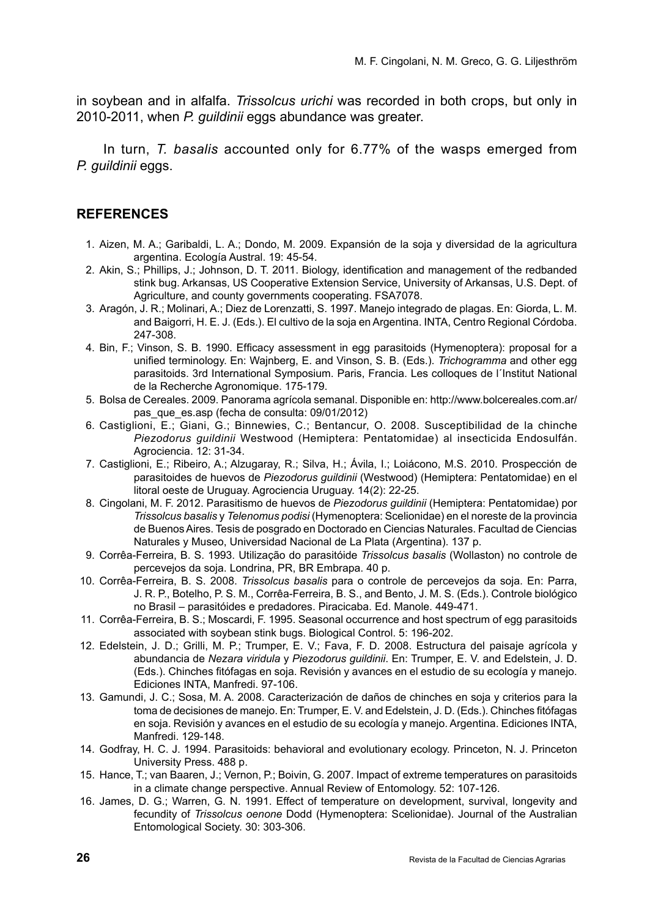in soybean and in alfalfa. *Trissolcus urichi* was recorded in both crops, but only in 2010-2011, when *P. guildinii* eggs abundance was greater.

In turn, *T. basalis* accounted only for 6.77% of the wasps emerged from *P. guildinii* eggs.

## REFERENCES

1. Aizen, M. A.; Garibaldi, L. A.; Dondo, M. 2009. Expansión de la soja y diversidad de la agricultura argentina. Ecología Austral. 19: 45-54.
2. Akin, S.; Phillips, J.; Johnson, D. T. 2011. Biology, identification and management of the redbanded stink bug. Arkansas, US Cooperative Extension Service, University of Arkansas, U.S. Dept. of Agriculture, and county governments cooperating. FSA7078.
3. Aragón, J. R.; Molinari, A.; Diez de Lorenzatti, S. 1997. Manejo integrado de plagas. En: Giorda, L. M. and Baigorri, H. E. J. (Eds.). El cultivo de la soja en Argentina. INTA, Centro Regional Córdoba. 247-308.
4. Bin, F.; Vinson, S. B. 1990. Efficacy assessment in egg parasitoids (Hymenoptera): proposal for a unified terminology. En: Wajnberg, E. and Vinson, S. B. (Eds.). *Trichogramma* and other egg parasitoids. 3rd International Symposium. Paris, Francia. Les colloques de l´Institut National de la Recherche Agronomique. 175-179.
5. Bolsa de Cereales. 2009. Panorama agrícola semanal. Disponible en: http://www.bolcereales.com.ar/pas_que_es.asp (fecha de consulta: 09/01/2012)
6. Castiglioni, E.; Giani, G.; Binnewies, C.; Bentancur, O. 2008. Susceptibilidad de la chinche *Piezodorus guildinii* Westwood (Hemiptera: Pentatomidae) al insecticida Endosulfán. Agrociencia. 12: 31-34.
7. Castiglioni, E.; Ribeiro, A.; Alzugaray, R.; Silva, H.; Ávila, I.; Loiácono, M.S. 2010. Prospección de parasitoides de huevos de *Piezodorus guildinii* (Westwood) (Hemiptera: Pentatomidae) en el litoral oeste de Uruguay. Agrociencia Uruguay. 14(2): 22-25.
8. Cingolani, M. F. 2012. Parasitismo de huevos de *Piezodorus guildinii* (Hemiptera: Pentatomidae) por *Trissolcus basalis* y *Telenomus podisi* (Hymenoptera: Scelionidae) en el noreste de la provincia de Buenos Aires. Tesis de posgrado en Doctorado en Ciencias Naturales. Facultad de Ciencias Naturales y Museo, Universidad Nacional de La Plata (Argentina). 137 p.
9. Corrêa-Ferreira, B. S. 1993. Utilização do parasitóide *Trissolcus basalis* (Wollaston) no controle de percevejos da soja. Londrina, PR, BR Embrapa. 40 p.
10. Corrêa-Ferreira, B. S. 2008. *Trissolcus basalis* para o controle de percevejos da soja. En: Parra, J. R. P., Botelho, P. S. M., Corrêa-Ferreira, B. S., and Bento, J. M. S. (Eds.). Controle biológico no Brasil – parasitóides e predadores. Piracicaba. Ed. Manole. 449-471.
11. Corrêa-Ferreira, B. S.; Moscardi, F. 1995. Seasonal occurrence and host spectrum of egg parasitoids associated with soybean stink bugs. Biological Control. 5: 196-202.
12. Edelstein, J. D.; Grilli, M. P.; Trumper, E. V.; Fava, F. D. 2008. Estructura del paisaje agrícola y abundancia de *Nezara viridula* y *Piezodorus guildinii*. En: Trumper, E. V. and Edelstein, J. D. (Eds.). Chinches fitófagas en soja. Revisión y avances en el estudio de su ecología y manejo. Ediciones INTA, Manfredi. 97-106.
13. Gamundi, J. C.; Sosa, M. A. 2008. Caracterización de daños de chinches en soja y criterios para la toma de decisiones de manejo. En: Trumper, E. V. and Edelstein, J. D. (Eds.). Chinches fitófagas en soja. Revisión y avances en el estudio de su ecología y manejo. Argentina. Ediciones INTA, Manfredi. 129-148.
14. Godfray, H. C. J. 1994. Parasitoids: behavioral and evolutionary ecology. Princeton, N. J. Princeton University Press. 488 p.
15. Hance, T.; van Baaren, J.; Vernon, P.; Boivin, G. 2007. Impact of extreme temperatures on parasitoids in a climate change perspective. Annual Review of Entomology. 52: 107-126.
16. James, D. G.; Warren, G. N. 1991. Effect of temperature on development, survival, longevity and fecundity of *Trissolcus oenone* Dodd (Hymenoptera: Scelionidae). Journal of the Australian Entomological Society. 30: 303-306.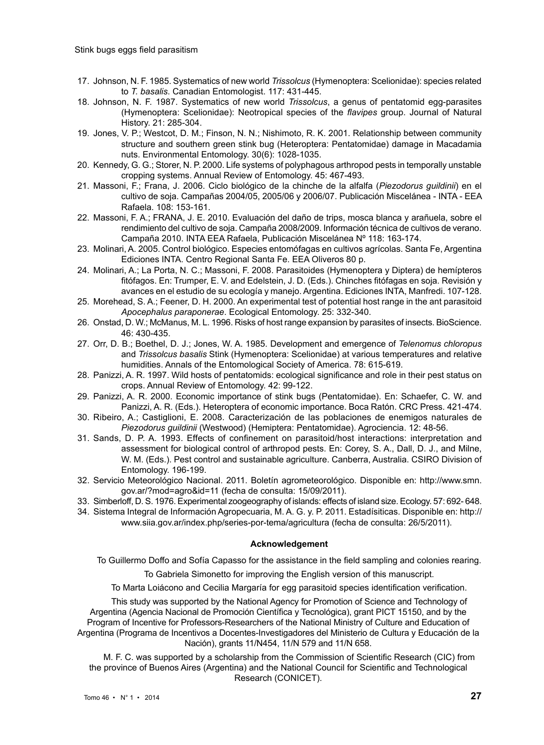17. Johnson, N. F. 1985. Systematics of new world *Trissolcus* (Hymenoptera: Scelionidae): species related to *T. basalis*. Canadian Entomologist. 117: 431-445.
18. Johnson, N. F. 1987. Systematics of new world *Trissolcus*, a genus of pentatomid egg-parasites (Hymenoptera: Scelionidae): Neotropical species of the *flavipes* group. Journal of Natural History. 21: 285-304.
19. Jones, V. P.; Westcot, D. M.; Finson, N. N.; Nishimoto, R. K. 2001. Relationship between community structure and southern green stink bug (Heteroptera: Pentatomidae) damage in Macadamia nuts. Environmental Entomology. 30(6): 1028-1035.
20. Kennedy, G. G.; Storer, N. P. 2000. Life systems of polyphagous arthropod pests in temporally unstable cropping systems. Annual Review of Entomology. 45: 467-493.
21. Massoni, F.; Frana, J. 2006. Ciclo biológico de la chinche de la alfalfa (*Piezodorus guildinii*) en el cultivo de soja. Campañas 2004/05, 2005/06 y 2006/07. Publicación Miscelánea - INTA - EEA Rafaela. 108: 153-161.
22. Massoni, F. A.; FRANA, J. E. 2010. Evaluación del daño de trips, mosca blanca y arañuela, sobre el rendimiento del cultivo de soja. Campaña 2008/2009. Información técnica de cultivos de verano. Campaña 2010. INTA EEA Rafaela, Publicación Miscelánea Nº 118: 163-174.
23. Molinari, A. 2005. Control biológico. Especies entomófagas en cultivos agrícolas. Santa Fe, Argentina Ediciones INTA. Centro Regional Santa Fe. EEA Oliveros 80 p.
24. Molinari, A.; La Porta, N. C.; Massoni, F. 2008. Parasitoides (Hymenoptera y Diptera) de hemípteros fitófagos. En: Trumper, E. V. and Edelstein, J. D. (Eds.). Chinches fitófagas en soja. Revisión y avances en el estudio de su ecología y manejo. Argentina. Ediciones INTA, Manfredi. 107-128.
25. Morehead, S. A.; Feener, D. H. 2000. An experimental test of potential host range in the ant parasitoid *Apocephalus paraponerae*. Ecological Entomology. 25: 332-340.
26. Onstad, D. W.; McManus, M. L. 1996. Risks of host range expansion by parasites of insects. BioScience. 46: 430-435.
27. Orr, D. B.; Boethel, D. J.; Jones, W. A. 1985. Development and emergence of *Telenomus chloropus* and *Trissolcus basalis* Stink (Hymenoptera: Scelionidae) at various temperatures and relative humidities. Annals of the Entomological Society of America. 78: 615-619.
28. Panizzi, A. R. 1997. Wild hosts of pentatomids: ecological significance and role in their pest status on crops. Annual Review of Entomology. 42: 99-122.
29. Panizzi, A. R. 2000. Economic importance of stink bugs (Pentatomidae). En: Schaefer, C. W. and Panizzi, A. R. (Eds.). Heteroptera of economic importance. Boca Ratón. CRC Press. 421-474.
30. Ribeiro, A.; Castiglioni, E. 2008. Caracterización de las poblaciones de enemigos naturales de *Piezodorus guildinii* (Westwood) (Hemiptera: Pentatomidae). Agrociencia. 12: 48-56.
31. Sands, D. P. A. 1993. Effects of confinement on parasitoid/host interactions: interpretation and assessment for biological control of arthropod pests. En: Corey, S. A., Dall, D. J., and Milne, W. M. (Eds.). Pest control and sustainable agriculture. Canberra, Australia. CSIRO Division of Entomology. 196-199.
32. Servicio Meteorológico Nacional. 2011. Boletín agrometeorológico. Disponible en: http://www.smn.gov.ar/?mod=agro&id=11 (fecha de consulta: 15/09/2011).
33. Simberloff, D. S. 1976. Experimental zoogeography of islands: effects of island size. Ecology. 57: 692- 648.
34. Sistema Integral de Información Agropecuaria, M. A. G. y. P. 2011. Estadísiticas. Disponible en: http://www.siia.gov.ar/index.php/series-por-tema/agricultura (fecha de consulta: 26/5/2011).

**Acknowledgement**

To Guillermo Doffo and Sofía Capasso for the assistance in the field sampling and colonies rearing.

To Gabriela Simonetto for improving the English version of this manuscript.

To Marta Loiácono and Cecilia Margaría for egg parasitoid species identification verification.

This study was supported by the National Agency for Promotion of Science and Technology of Argentina (Agencia Nacional de Promoción Científica y Tecnológica), grant PICT 15150, and by the Program of Incentive for Professors-Researchers of the National Ministry of Culture and Education of Argentina (Programa de Incentivos a Docentes-Investigadores del Ministerio de Cultura y Educación de la Nación), grants 11/N454, 11/N 579 and 11/N 658.

M. F. C. was supported by a scholarship from the Commission of Scientific Research (CIC) from the province of Buenos Aires (Argentina) and the National Council for Scientific and Technological Research (CONICET).